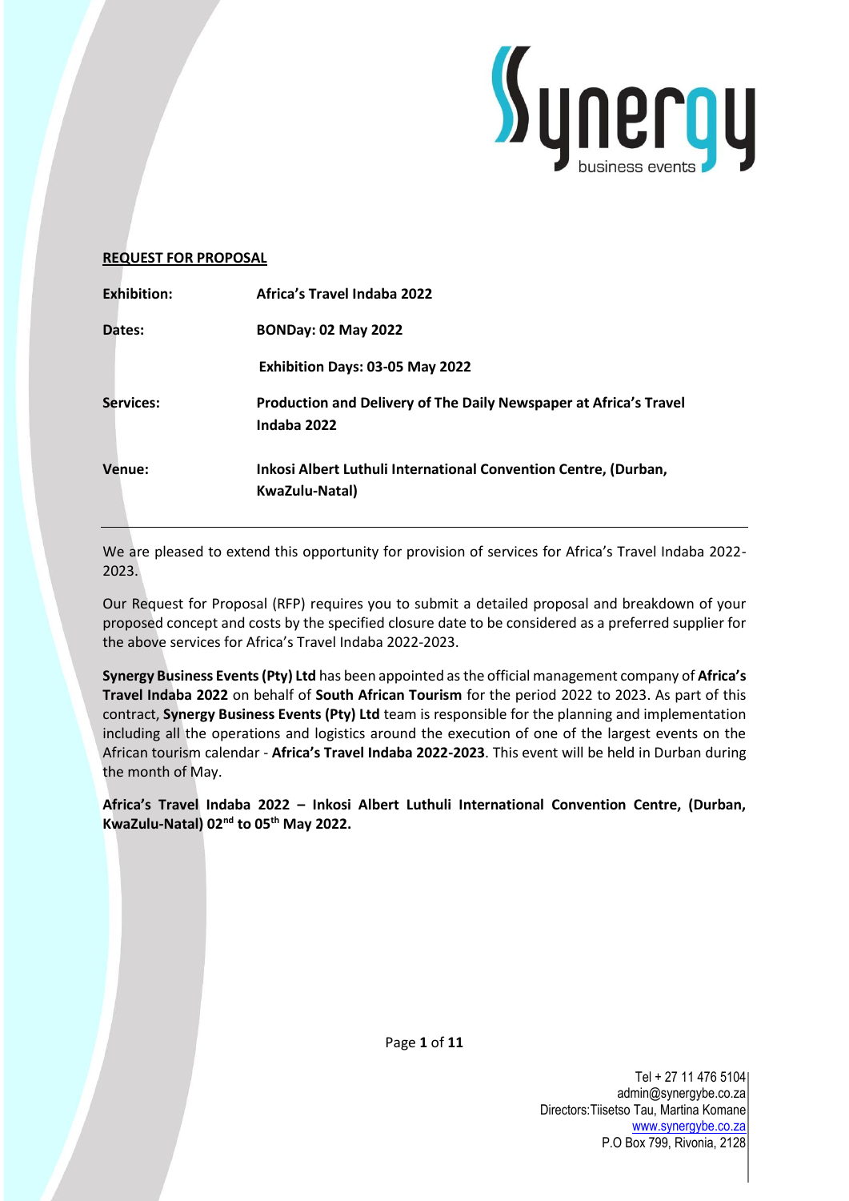## REQUEST FOR PROPOSAL

| | |
|---|---|
| **Exhibition:** | **Africa's Travel Indaba 2022** |
| **Dates:** | **BONDay: 02 May 2022** |
| | **Exhibition Days: 03-05 May 2022** |
| **Services:** | **Production and Delivery of The Daily Newspaper at Africa's Travel Indaba 2022** |
| **Venue:** | **Inkosi Albert Luthuli International Convention Centre, (Durban, KwaZulu-Natal)** |

---

We are pleased to extend this opportunity for provision of services for Africa's Travel Indaba 2022-2023.

Our Request for Proposal (RFP) requires you to submit a detailed proposal and breakdown of your proposed concept and costs by the specified closure date to be considered as a preferred supplier for the above services for Africa's Travel Indaba 2022-2023.

**Synergy Business Events (Pty) Ltd** has been appointed as the official management company of **Africa's Travel Indaba 2022** on behalf of **South African Tourism** for the period 2022 to 2023. As part of this contract, **Synergy Business Events (Pty) Ltd** team is responsible for the planning and implementation including all the operations and logistics around the execution of one of the largest events on the African tourism calendar - **Africa's Travel Indaba 2022-2023**. This event will be held in Durban during the month of May.

**Africa's Travel Indaba 2022 – Inkosi Albert Luthuli International Convention Centre, (Durban, KwaZulu-Natal) 02nd to 05th May 2022.**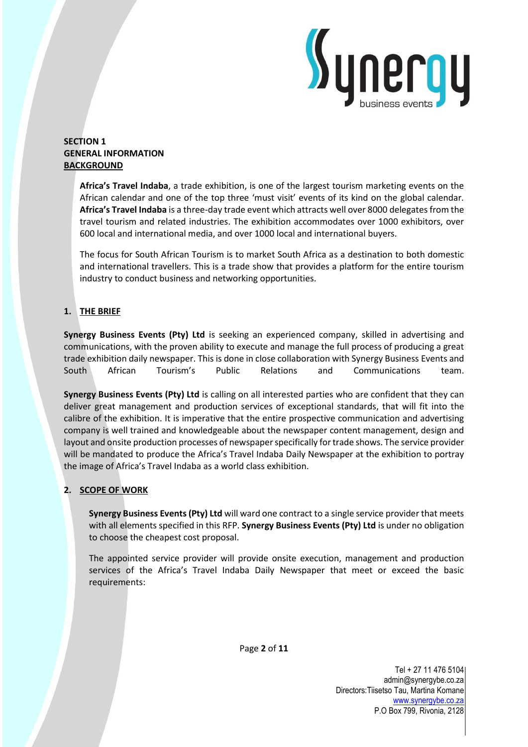**SECTION 1**
**GENERAL INFORMATION**
**BACKGROUND**

**Africa's Travel Indaba**, a trade exhibition, is one of the largest tourism marketing events on the African calendar and one of the top three 'must visit' events of its kind on the global calendar. **Africa's Travel Indaba** is a three-day trade event which attracts well over 8000 delegates from the travel tourism and related industries. The exhibition accommodates over 1000 exhibitors, over 600 local and international media, and over 1000 local and international buyers.

The focus for South African Tourism is to market South Africa as a destination to both domestic and international travellers. This is a trade show that provides a platform for the entire tourism industry to conduct business and networking opportunities.

## 1. THE BRIEF

**Synergy Business Events (Pty) Ltd** is seeking an experienced company, skilled in advertising and communications, with the proven ability to execute and manage the full process of producing a great trade exhibition daily newspaper. This is done in close collaboration with Synergy Business Events and South African Tourism's Public Relations and Communications team.

**Synergy Business Events (Pty) Ltd** is calling on all interested parties who are confident that they can deliver great management and production services of exceptional standards, that will fit into the calibre of the exhibition. It is imperative that the entire prospective communication and advertising company is well trained and knowledgeable about the newspaper content management, design and layout and onsite production processes of newspaper specifically for trade shows. The service provider will be mandated to produce the Africa's Travel Indaba Daily Newspaper at the exhibition to portray the image of Africa's Travel Indaba as a world class exhibition.

## 2. SCOPE OF WORK

**Synergy Business Events (Pty) Ltd** will ward one contract to a single service provider that meets with all elements specified in this RFP. **Synergy Business Events (Pty) Ltd** is under no obligation to choose the cheapest cost proposal.

The appointed service provider will provide onsite execution, management and production services of the Africa's Travel Indaba Daily Newspaper that meet or exceed the basic requirements: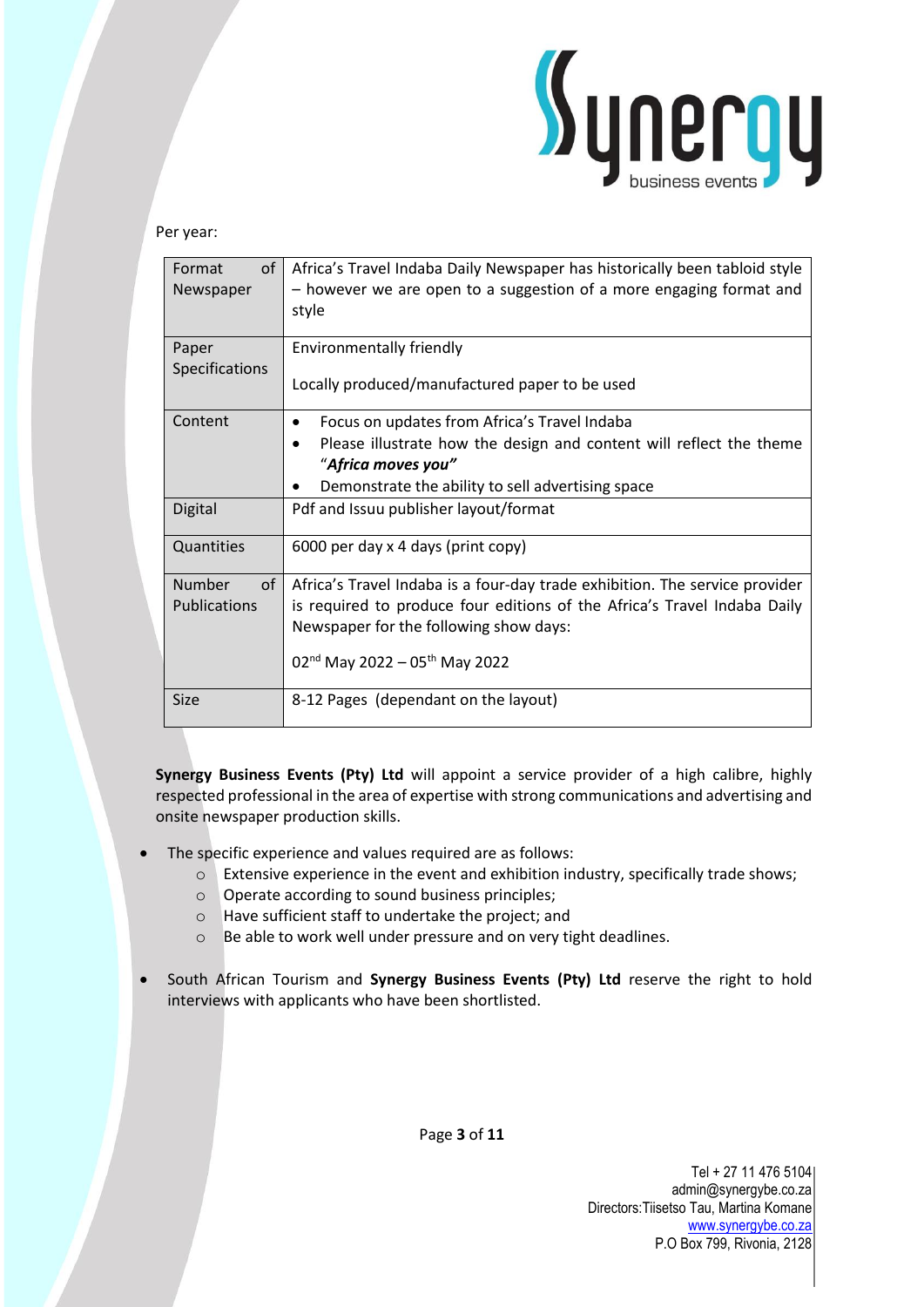Per year:

| Format of Newspaper | Africa's Travel Indaba Daily Newspaper has historically been tabloid style – however we are open to a suggestion of a more engaging format and style |
|---|---|
| Paper Specifications | Environmentally friendly<br><br>Locally produced/manufactured paper to be used |
| Content | • Focus on updates from Africa's Travel Indaba<br>• Please illustrate how the design and content will reflect the theme "***Africa moves you"***<br>• Demonstrate the ability to sell advertising space |
| Digital | Pdf and Issuu publisher layout/format |
| Quantities | 6000 per day x 4 days (print copy) |
| Number of Publications | Africa's Travel Indaba is a four-day trade exhibition. The service provider is required to produce four editions of the Africa's Travel Indaba Daily Newspaper for the following show days:<br><br>02nd May 2022 – 05th May 2022 |
| Size | 8-12 Pages (dependant on the layout) |

**Synergy Business Events (Pty) Ltd** will appoint a service provider of a high calibre, highly respected professional in the area of expertise with strong communications and advertising and onsite newspaper production skills.

- The specific experience and values required are as follows:
  - Extensive experience in the event and exhibition industry, specifically trade shows;
  - Operate according to sound business principles;
  - Have sufficient staff to undertake the project; and
  - Be able to work well under pressure and on very tight deadlines.

- South African Tourism and **Synergy Business Events (Pty) Ltd** reserve the right to hold interviews with applicants who have been shortlisted.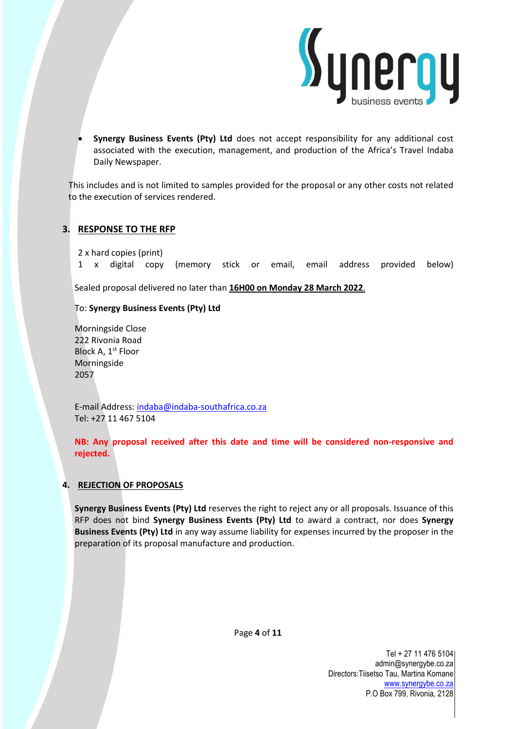- **Synergy Business Events (Pty) Ltd** does not accept responsibility for any additional cost associated with the execution, management, and production of the Africa's Travel Indaba Daily Newspaper.

This includes and is not limited to samples provided for the proposal or any other costs not related to the execution of services rendered.

## 3. RESPONSE TO THE RFP

2 x hard copies (print)
1 x digital copy (memory stick or email, email address provided below)

Sealed proposal delivered no later than **16H00 on Monday 28 March 2022**.

To: **Synergy Business Events (Pty) Ltd**

Morningside Close
222 Rivonia Road
Block A, 1st Floor
Morningside
2057

E-mail Address: indaba@indaba-southafrica.co.za
Tel: +27 11 467 5104

**NB: Any proposal received after this date and time will be considered non-responsive and rejected.**

## 4. REJECTION OF PROPOSALS

**Synergy Business Events (Pty) Ltd** reserves the right to reject any or all proposals. Issuance of this RFP does not bind **Synergy Business Events (Pty) Ltd** to award a contract, nor does **Synergy Business Events (Pty) Ltd** in any way assume liability for expenses incurred by the proposer in the preparation of its proposal manufacture and production.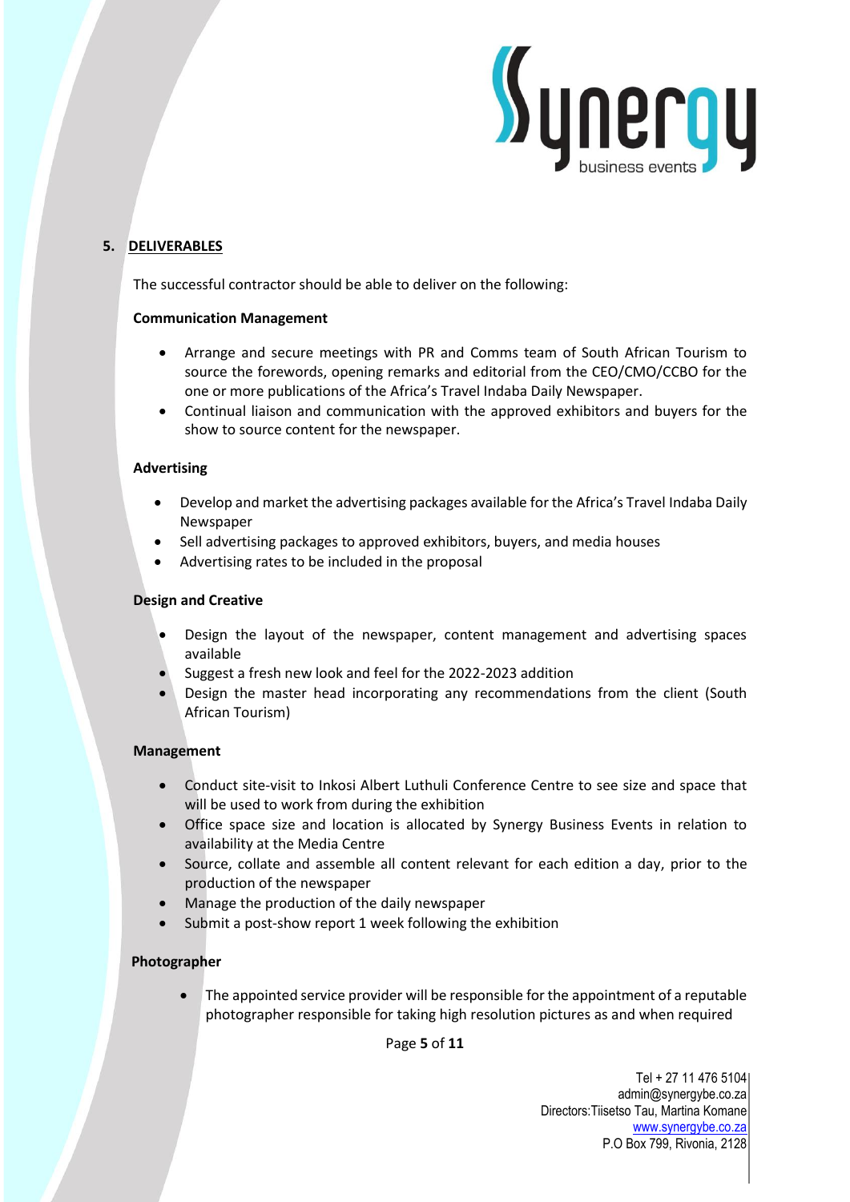## 5. DELIVERABLES

The successful contractor should be able to deliver on the following:

**Communication Management**

- Arrange and secure meetings with PR and Comms team of South African Tourism to source the forewords, opening remarks and editorial from the CEO/CMO/CCBO for the one or more publications of the Africa's Travel Indaba Daily Newspaper.
- Continual liaison and communication with the approved exhibitors and buyers for the show to source content for the newspaper.

**Advertising**

- Develop and market the advertising packages available for the Africa's Travel Indaba Daily Newspaper
- Sell advertising packages to approved exhibitors, buyers, and media houses
- Advertising rates to be included in the proposal

**Design and Creative**

- Design the layout of the newspaper, content management and advertising spaces available
- Suggest a fresh new look and feel for the 2022-2023 addition
- Design the master head incorporating any recommendations from the client (South African Tourism)

**Management**

- Conduct site-visit to Inkosi Albert Luthuli Conference Centre to see size and space that will be used to work from during the exhibition
- Office space size and location is allocated by Synergy Business Events in relation to availability at the Media Centre
- Source, collate and assemble all content relevant for each edition a day, prior to the production of the newspaper
- Manage the production of the daily newspaper
- Submit a post-show report 1 week following the exhibition

**Photographer**

- The appointed service provider will be responsible for the appointment of a reputable photographer responsible for taking high resolution pictures as and when required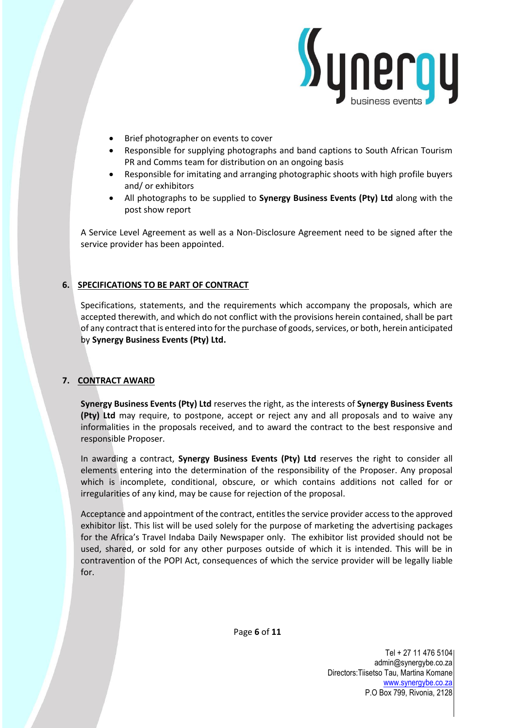- Brief photographer on events to cover
- Responsible for supplying photographs and band captions to South African Tourism PR and Comms team for distribution on an ongoing basis
- Responsible for imitating and arranging photographic shoots with high profile buyers and/ or exhibitors
- All photographs to be supplied to **Synergy Business Events (Pty) Ltd** along with the post show report

A Service Level Agreement as well as a Non-Disclosure Agreement need to be signed after the service provider has been appointed.

## 6. SPECIFICATIONS TO BE PART OF CONTRACT

Specifications, statements, and the requirements which accompany the proposals, which are accepted therewith, and which do not conflict with the provisions herein contained, shall be part of any contract that is entered into for the purchase of goods, services, or both, herein anticipated by **Synergy Business Events (Pty) Ltd.**

## 7. CONTRACT AWARD

**Synergy Business Events (Pty) Ltd** reserves the right, as the interests of **Synergy Business Events (Pty) Ltd** may require, to postpone, accept or reject any and all proposals and to waive any informalities in the proposals received, and to award the contract to the best responsive and responsible Proposer.

In awarding a contract, **Synergy Business Events (Pty) Ltd** reserves the right to consider all elements entering into the determination of the responsibility of the Proposer. Any proposal which is incomplete, conditional, obscure, or which contains additions not called for or irregularities of any kind, may be cause for rejection of the proposal.

Acceptance and appointment of the contract, entitles the service provider access to the approved exhibitor list. This list will be used solely for the purpose of marketing the advertising packages for the Africa's Travel Indaba Daily Newspaper only. The exhibitor list provided should not be used, shared, or sold for any other purposes outside of which it is intended. This will be in contravention of the POPI Act, consequences of which the service provider will be legally liable for.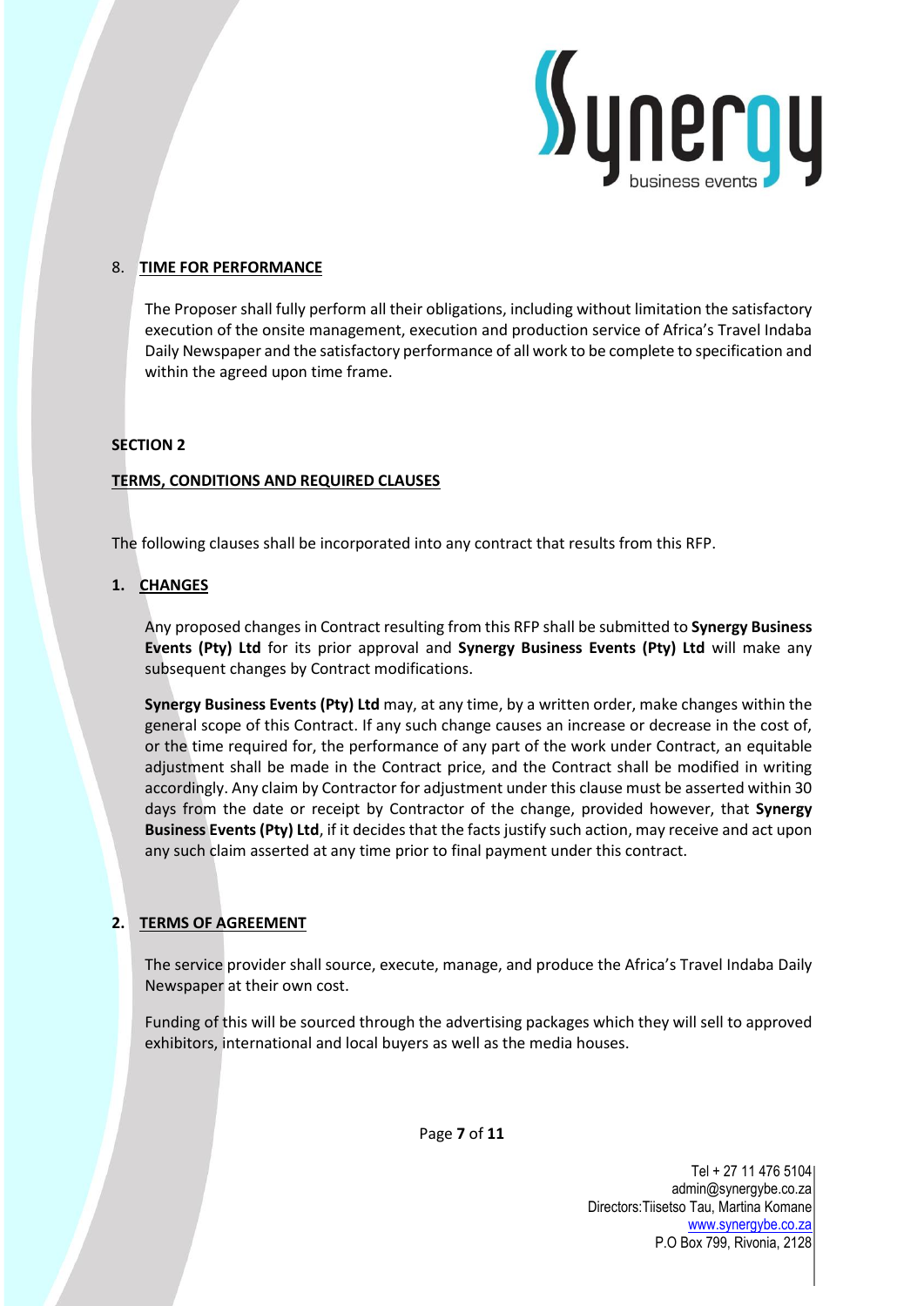## 8. TIME FOR PERFORMANCE

The Proposer shall fully perform all their obligations, including without limitation the satisfactory execution of the onsite management, execution and production service of Africa's Travel Indaba Daily Newspaper and the satisfactory performance of all work to be complete to specification and within the agreed upon time frame.

# SECTION 2

## TERMS, CONDITIONS AND REQUIRED CLAUSES

The following clauses shall be incorporated into any contract that results from this RFP.

### 1. CHANGES

Any proposed changes in Contract resulting from this RFP shall be submitted to **Synergy Business Events (Pty) Ltd** for its prior approval and **Synergy Business Events (Pty) Ltd** will make any subsequent changes by Contract modifications.

**Synergy Business Events (Pty) Ltd** may, at any time, by a written order, make changes within the general scope of this Contract. If any such change causes an increase or decrease in the cost of, or the time required for, the performance of any part of the work under Contract, an equitable adjustment shall be made in the Contract price, and the Contract shall be modified in writing accordingly. Any claim by Contractor for adjustment under this clause must be asserted within 30 days from the date or receipt by Contractor of the change, provided however, that **Synergy Business Events (Pty) Ltd**, if it decides that the facts justify such action, may receive and act upon any such claim asserted at any time prior to final payment under this contract.

### 2. TERMS OF AGREEMENT

The service provider shall source, execute, manage, and produce the Africa's Travel Indaba Daily Newspaper at their own cost.

Funding of this will be sourced through the advertising packages which they will sell to approved exhibitors, international and local buyers as well as the media houses.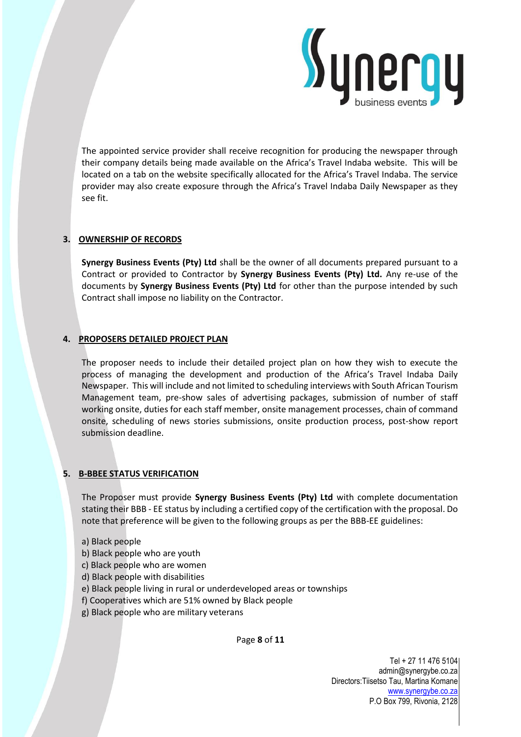The appointed service provider shall receive recognition for producing the newspaper through their company details being made available on the Africa's Travel Indaba website. This will be located on a tab on the website specifically allocated for the Africa's Travel Indaba. The service provider may also create exposure through the Africa's Travel Indaba Daily Newspaper as they see fit.

## 3. OWNERSHIP OF RECORDS

**Synergy Business Events (Pty) Ltd** shall be the owner of all documents prepared pursuant to a Contract or provided to Contractor by **Synergy Business Events (Pty) Ltd.** Any re-use of the documents by **Synergy Business Events (Pty) Ltd** for other than the purpose intended by such Contract shall impose no liability on the Contractor.

## 4. PROPOSERS DETAILED PROJECT PLAN

The proposer needs to include their detailed project plan on how they wish to execute the process of managing the development and production of the Africa's Travel Indaba Daily Newspaper. This will include and not limited to scheduling interviews with South African Tourism Management team, pre-show sales of advertising packages, submission of number of staff working onsite, duties for each staff member, onsite management processes, chain of command onsite, scheduling of news stories submissions, onsite production process, post-show report submission deadline.

## 5. B-BBEE STATUS VERIFICATION

The Proposer must provide **Synergy Business Events (Pty) Ltd** with complete documentation stating their BBB - EE status by including a certified copy of the certification with the proposal. Do note that preference will be given to the following groups as per the BBB-EE guidelines:

a) Black people
b) Black people who are youth
c) Black people who are women
d) Black people with disabilities
e) Black people living in rural or underdeveloped areas or townships
f) Cooperatives which are 51% owned by Black people
g) Black people who are military veterans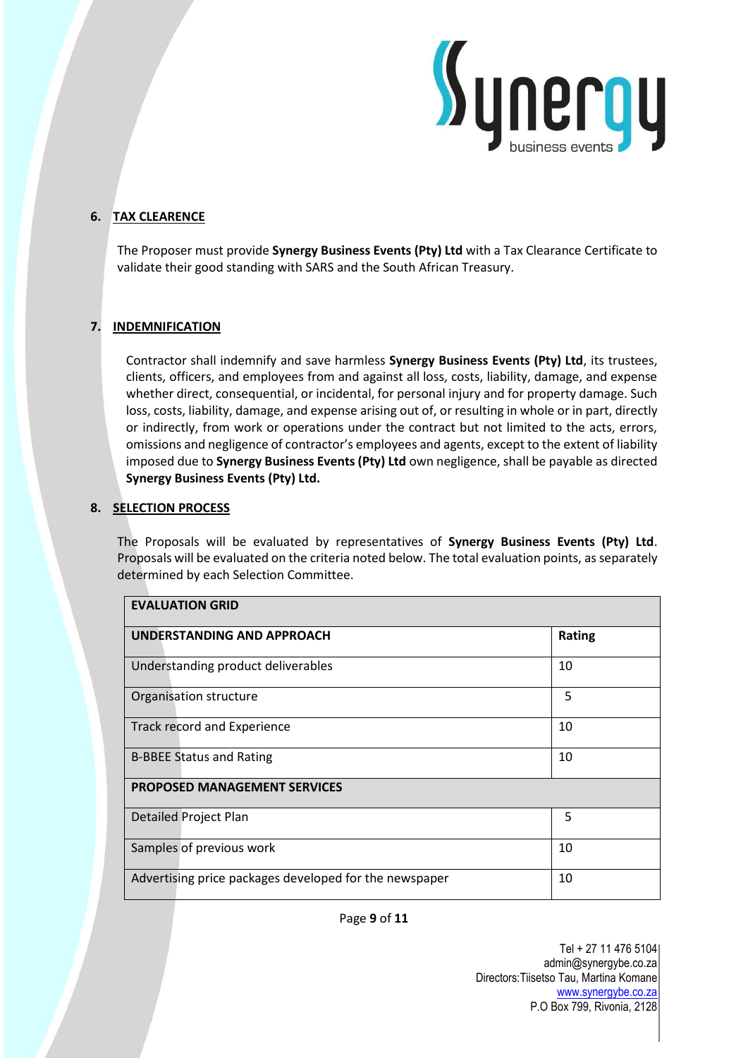## 6. TAX CLEARENCE

The Proposer must provide **Synergy Business Events (Pty) Ltd** with a Tax Clearance Certificate to validate their good standing with SARS and the South African Treasury.

## 7. INDEMNIFICATION

Contractor shall indemnify and save harmless **Synergy Business Events (Pty) Ltd**, its trustees, clients, officers, and employees from and against all loss, costs, liability, damage, and expense whether direct, consequential, or incidental, for personal injury and for property damage. Such loss, costs, liability, damage, and expense arising out of, or resulting in whole or in part, directly or indirectly, from work or operations under the contract but not limited to the acts, errors, omissions and negligence of contractor's employees and agents, except to the extent of liability imposed due to **Synergy Business Events (Pty) Ltd** own negligence, shall be payable as directed **Synergy Business Events (Pty) Ltd.**

## 8. SELECTION PROCESS

The Proposals will be evaluated by representatives of **Synergy Business Events (Pty) Ltd**. Proposals will be evaluated on the criteria noted below. The total evaluation points, as separately determined by each Selection Committee.

| **EVALUATION GRID** | |
|---|---|
| **UNDERSTANDING AND APPROACH** | **Rating** |
| Understanding product deliverables | 10 |
| Organisation structure | 5 |
| Track record and Experience | 10 |
| B-BBEE Status and Rating | 10 |
| **PROPOSED MANAGEMENT SERVICES** | |
| Detailed Project Plan | 5 |
| Samples of previous work | 10 |
| Advertising price packages developed for the newspaper | 10 |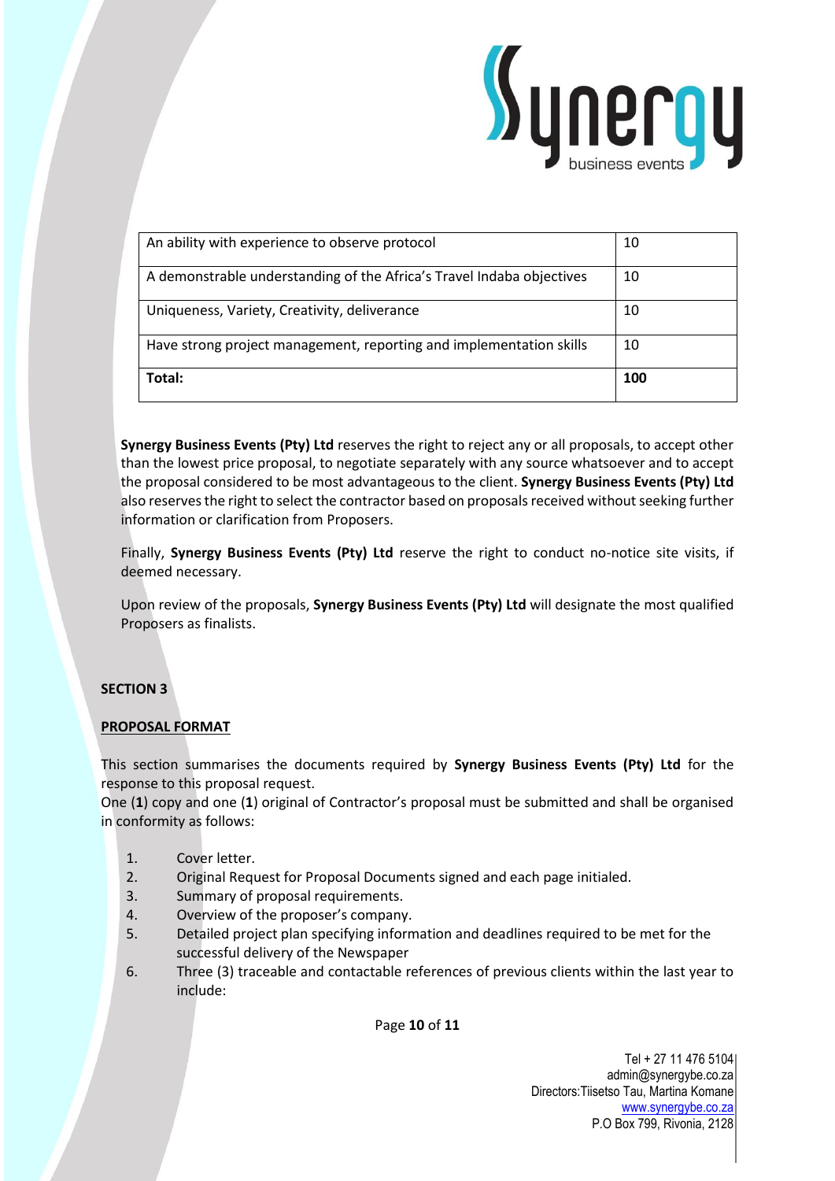| | |
|---|---|
| An ability with experience to observe protocol | 10 |
| A demonstrable understanding of the Africa's Travel Indaba objectives | 10 |
| Uniqueness, Variety, Creativity, deliverance | 10 |
| Have strong project management, reporting and implementation skills | 10 |
| **Total:** | **100** |

**Synergy Business Events (Pty) Ltd** reserves the right to reject any or all proposals, to accept other than the lowest price proposal, to negotiate separately with any source whatsoever and to accept the proposal considered to be most advantageous to the client. **Synergy Business Events (Pty) Ltd** also reserves the right to select the contractor based on proposals received without seeking further information or clarification from Proposers.

Finally, **Synergy Business Events (Pty) Ltd** reserve the right to conduct no-notice site visits, if deemed necessary.

Upon review of the proposals, **Synergy Business Events (Pty) Ltd** will designate the most qualified Proposers as finalists.

## SECTION 3

### PROPOSAL FORMAT

This section summarises the documents required by **Synergy Business Events (Pty) Ltd** for the response to this proposal request.
One (**1**) copy and one (**1**) original of Contractor's proposal must be submitted and shall be organised in conformity as follows:

1. Cover letter.
2. Original Request for Proposal Documents signed and each page initialed.
3. Summary of proposal requirements.
4. Overview of the proposer's company.
5. Detailed project plan specifying information and deadlines required to be met for the successful delivery of the Newspaper
6. Three (3) traceable and contactable references of previous clients within the last year to include:

Tel + 27 11 476 5104
admin@synergybe.co.za
Directors: Tiisetso Tau, Martina Komane
www.synergybe.co.za
P.O Box 799, Rivonia, 2128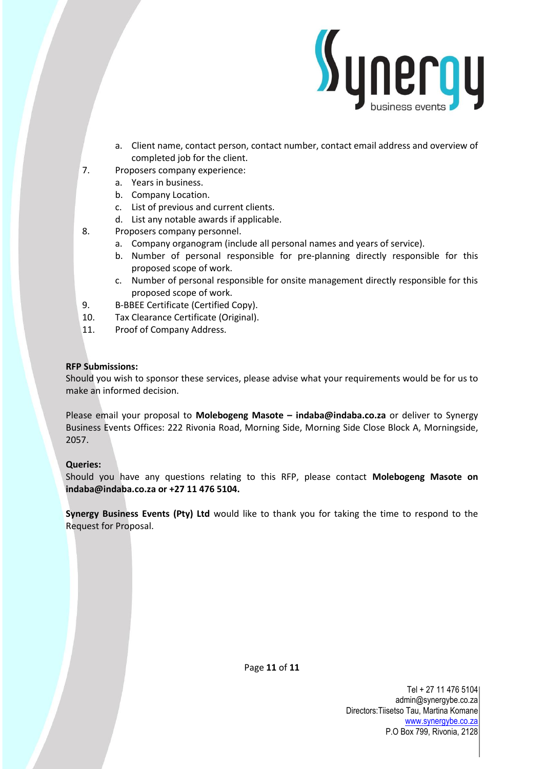a. Client name, contact person, contact number, contact email address and overview of completed job for the client.

7. Proposers company experience:
   a. Years in business.
   b. Company Location.
   c. List of previous and current clients.
   d. List any notable awards if applicable.
8. Proposers company personnel.
   a. Company organogram (include all personal names and years of service).
   b. Number of personal responsible for pre-planning directly responsible for this proposed scope of work.
   c. Number of personal responsible for onsite management directly responsible for this proposed scope of work.
9. B-BBEE Certificate (Certified Copy).
10. Tax Clearance Certificate (Original).
11. Proof of Company Address.

**RFP Submissions:**
Should you wish to sponsor these services, please advise what your requirements would be for us to make an informed decision.

Please email your proposal to **Molebogeng Masote – indaba@indaba.co.za** or deliver to Synergy Business Events Offices: 222 Rivonia Road, Morning Side, Morning Side Close Block A, Morningside, 2057.

**Queries:**
Should you have any questions relating to this RFP, please contact **Molebogeng Masote on indaba@indaba.co.za or +27 11 476 5104.**

**Synergy Business Events (Pty) Ltd** would like to thank you for taking the time to respond to the Request for Proposal.